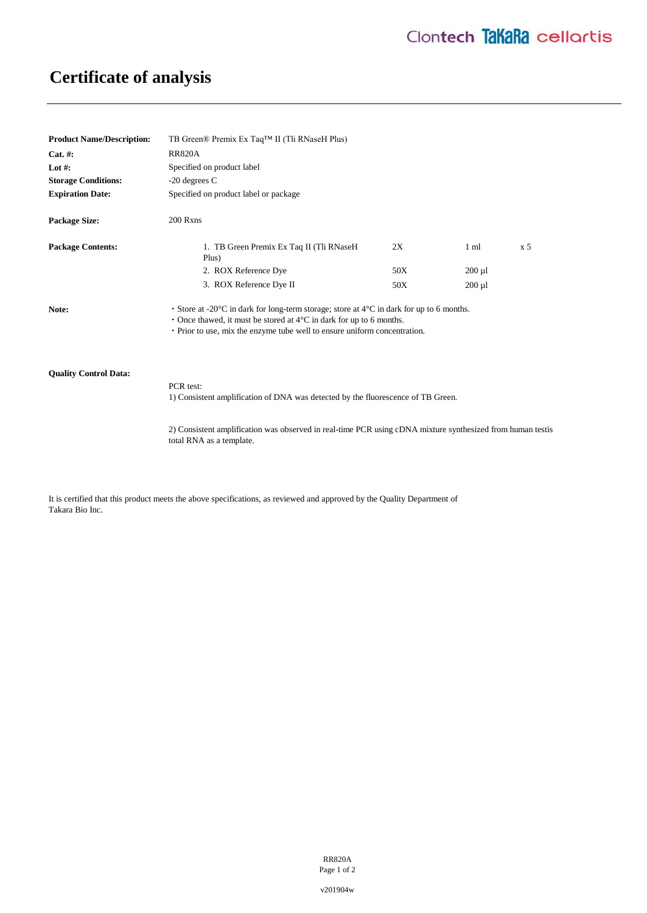# Certificate of analysis

**Product Name/Description:** TB Green® Premix Ex Taq™ II (Tli RNaseH Plus)

**Cat. #:** RR820A

**Lot #:** Specified on product label

**Storage Conditions:** -20 degrees C

**Expiration Date:** Specified on product label or package

**Package Size:** 200 Rxns

**Package Contents:**

| Item | Concentration | Volume | Quantity |
|---|---|---|---|
| 1. TB Green Premix Ex Taq II (Tli RNaseH Plus) | 2X | 1 ml | x 5 |
| 2. ROX Reference Dye | 50X | 200 µl | |
| 3. ROX Reference Dye II | 50X | 200 µl | |

**Note:**

- Store at -20°C in dark for long-term storage; store at 4°C in dark for up to 6 months.
- Once thawed, it must be stored at 4°C in dark for up to 6 months.
- Prior to use, mix the enzyme tube well to ensure uniform concentration.

**Quality Control Data:**

PCR test:

1) Consistent amplification of DNA was detected by the fluorescence of TB Green.

2) Consistent amplification was observed in real-time PCR using cDNA mixture synthesized from human testis total RNA as a template.

It is certified that this product meets the above specifications, as reviewed and approved by the Quality Department of Takara Bio Inc.

v201904w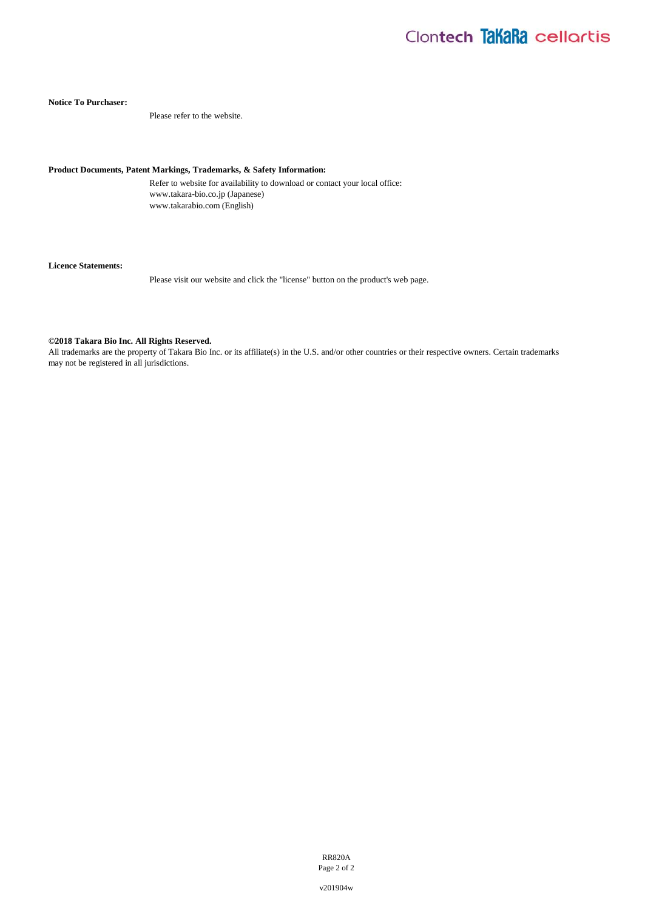**Notice To Purchaser:**

Please refer to the website.

**Product Documents, Patent Markings, Trademarks, & Safety Information:**

Refer to website for availability to download or contact your local office:
www.takara-bio.co.jp (Japanese)
www.takarabio.com (English)

**Licence Statements:**

Please visit our website and click the "license" button on the product's web page.

**©2018 Takara Bio Inc. All Rights Reserved.**
All trademarks are the property of Takara Bio Inc. or its affiliate(s) in the U.S. and/or other countries or their respective owners. Certain trademarks may not be registered in all jurisdictions.